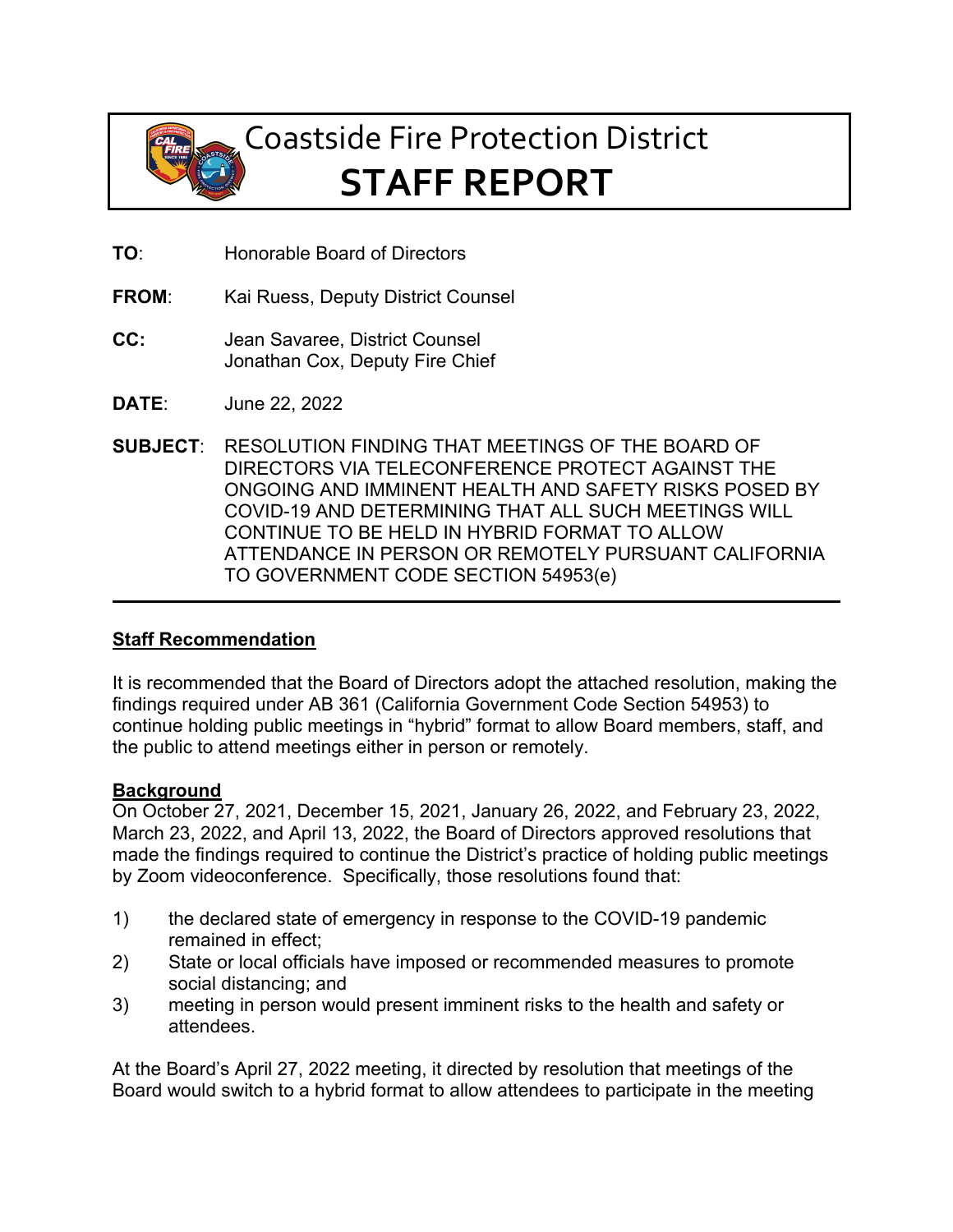# Coastside Fire Protection District

# STAFF REPORT

**TO**: Honorable Board of Directors

**FROM**: Kai Ruess, Deputy District Counsel

**CC:** Jean Savaree, District Counsel
Jonathan Cox, Deputy Fire Chief

**DATE**: June 22, 2022

**SUBJECT**: RESOLUTION FINDING THAT MEETINGS OF THE BOARD OF DIRECTORS VIA TELECONFERENCE PROTECT AGAINST THE ONGOING AND IMMINENT HEALTH AND SAFETY RISKS POSED BY COVID-19 AND DETERMINING THAT ALL SUCH MEETINGS WILL CONTINUE TO BE HELD IN HYBRID FORMAT TO ALLOW ATTENDANCE IN PERSON OR REMOTELY PURSUANT CALIFORNIA TO GOVERNMENT CODE SECTION 54953(e)

---

## Staff Recommendation

It is recommended that the Board of Directors adopt the attached resolution, making the findings required under AB 361 (California Government Code Section 54953) to continue holding public meetings in "hybrid" format to allow Board members, staff, and the public to attend meetings either in person or remotely.

## Background

On October 27, 2021, December 15, 2021, January 26, 2022, and February 23, 2022, March 23, 2022, and April 13, 2022, the Board of Directors approved resolutions that made the findings required to continue the District's practice of holding public meetings by Zoom videoconference. Specifically, those resolutions found that:

1) the declared state of emergency in response to the COVID-19 pandemic remained in effect;
2) State or local officials have imposed or recommended measures to promote social distancing; and
3) meeting in person would present imminent risks to the health and safety or attendees.

At the Board's April 27, 2022 meeting, it directed by resolution that meetings of the Board would switch to a hybrid format to allow attendees to participate in the meeting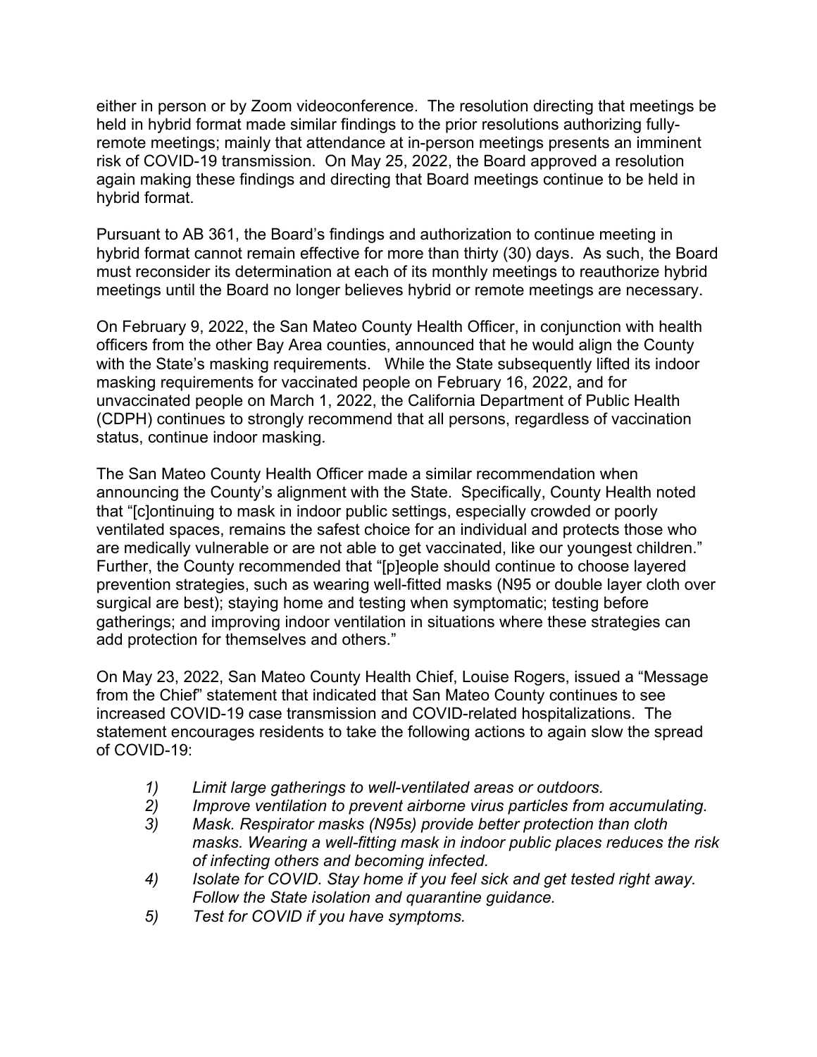either in person or by Zoom videoconference. The resolution directing that meetings be held in hybrid format made similar findings to the prior resolutions authorizing fully-remote meetings; mainly that attendance at in-person meetings presents an imminent risk of COVID-19 transmission. On May 25, 2022, the Board approved a resolution again making these findings and directing that Board meetings continue to be held in hybrid format.

Pursuant to AB 361, the Board's findings and authorization to continue meeting in hybrid format cannot remain effective for more than thirty (30) days. As such, the Board must reconsider its determination at each of its monthly meetings to reauthorize hybrid meetings until the Board no longer believes hybrid or remote meetings are necessary.

On February 9, 2022, the San Mateo County Health Officer, in conjunction with health officers from the other Bay Area counties, announced that he would align the County with the State's masking requirements. While the State subsequently lifted its indoor masking requirements for vaccinated people on February 16, 2022, and for unvaccinated people on March 1, 2022, the California Department of Public Health (CDPH) continues to strongly recommend that all persons, regardless of vaccination status, continue indoor masking.

The San Mateo County Health Officer made a similar recommendation when announcing the County's alignment with the State. Specifically, County Health noted that "[c]ontinuing to mask in indoor public settings, especially crowded or poorly ventilated spaces, remains the safest choice for an individual and protects those who are medically vulnerable or are not able to get vaccinated, like our youngest children." Further, the County recommended that "[p]eople should continue to choose layered prevention strategies, such as wearing well-fitted masks (N95 or double layer cloth over surgical are best); staying home and testing when symptomatic; testing before gatherings; and improving indoor ventilation in situations where these strategies can add protection for themselves and others."

On May 23, 2022, San Mateo County Health Chief, Louise Rogers, issued a "Message from the Chief" statement that indicated that San Mateo County continues to see increased COVID-19 case transmission and COVID-related hospitalizations. The statement encourages residents to take the following actions to again slow the spread of COVID-19:

1) *Limit large gatherings to well-ventilated areas or outdoors.*
2) *Improve ventilation to prevent airborne virus particles from accumulating.*
3) *Mask. Respirator masks (N95s) provide better protection than cloth masks. Wearing a well-fitting mask in indoor public places reduces the risk of infecting others and becoming infected.*
4) *Isolate for COVID. Stay home if you feel sick and get tested right away. Follow the State isolation and quarantine guidance.*
5) *Test for COVID if you have symptoms.*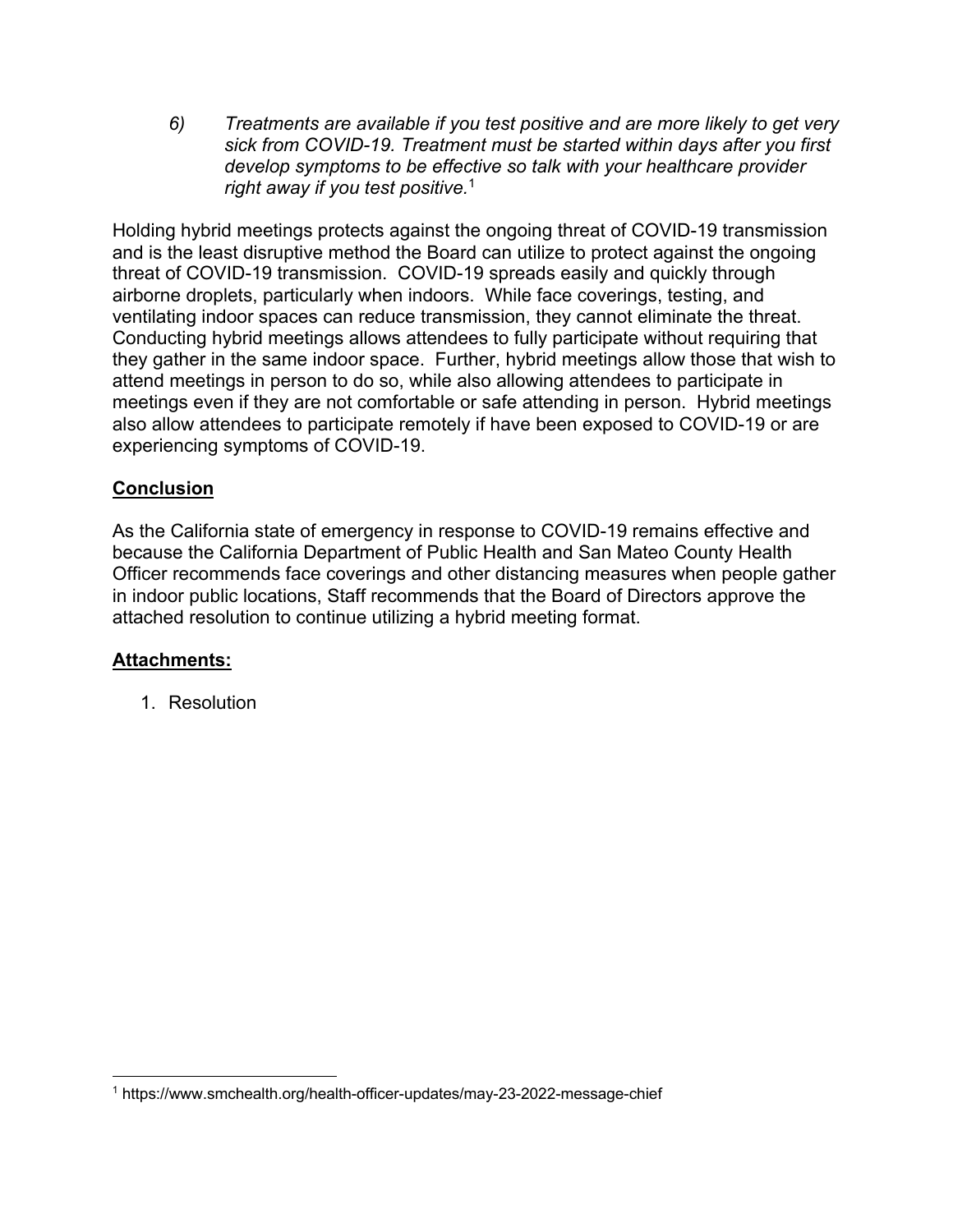6) *Treatments are available if you test positive and are more likely to get very sick from COVID-19. Treatment must be started within days after you first develop symptoms to be effective so talk with your healthcare provider right away if you test positive.*[1]

Holding hybrid meetings protects against the ongoing threat of COVID-19 transmission and is the least disruptive method the Board can utilize to protect against the ongoing threat of COVID-19 transmission. COVID-19 spreads easily and quickly through airborne droplets, particularly when indoors. While face coverings, testing, and ventilating indoor spaces can reduce transmission, they cannot eliminate the threat. Conducting hybrid meetings allows attendees to fully participate without requiring that they gather in the same indoor space. Further, hybrid meetings allow those that wish to attend meetings in person to do so, while also allowing attendees to participate in meetings even if they are not comfortable or safe attending in person. Hybrid meetings also allow attendees to participate remotely if have been exposed to COVID-19 or are experiencing symptoms of COVID-19.

## **Conclusion**

As the California state of emergency in response to COVID-19 remains effective and because the California Department of Public Health and San Mateo County Health Officer recommends face coverings and other distancing measures when people gather in indoor public locations, Staff recommends that the Board of Directors approve the attached resolution to continue utilizing a hybrid meeting format.

## **Attachments:**

1. Resolution

---

[1] https://www.smchealth.org/health-officer-updates/may-23-2022-message-chief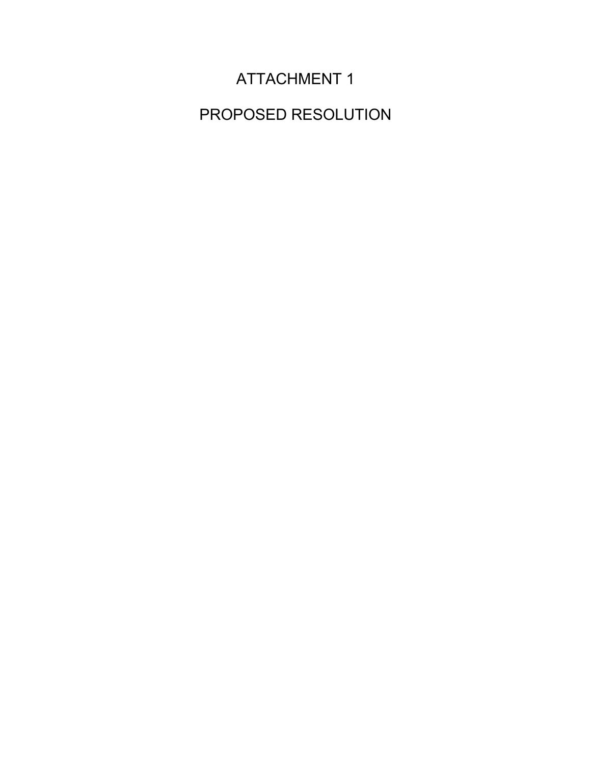# ATTACHMENT 1

# PROPOSED RESOLUTION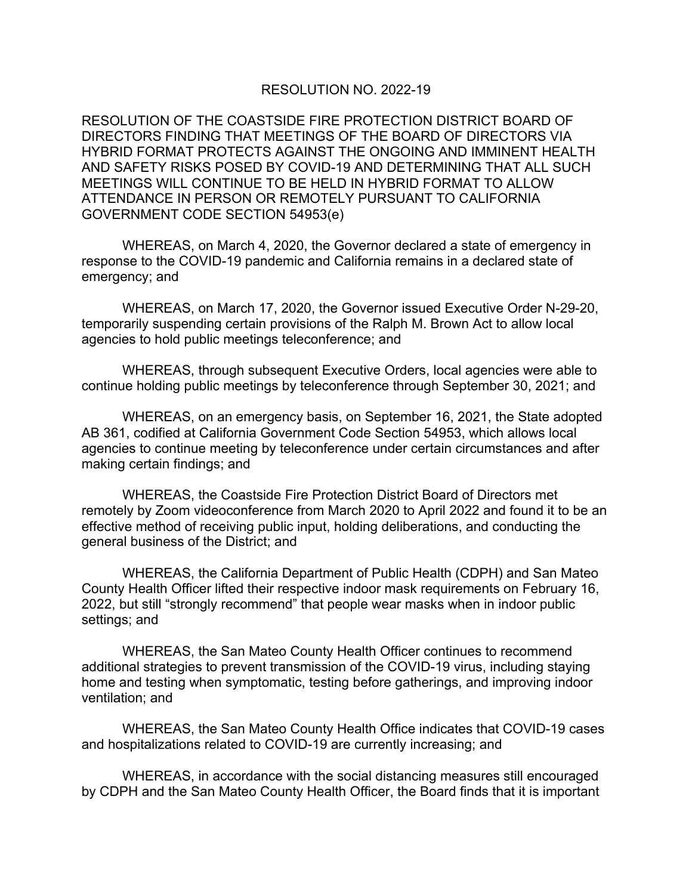# RESOLUTION NO. 2022-19

RESOLUTION OF THE COASTSIDE FIRE PROTECTION DISTRICT BOARD OF DIRECTORS FINDING THAT MEETINGS OF THE BOARD OF DIRECTORS VIA HYBRID FORMAT PROTECTS AGAINST THE ONGOING AND IMMINENT HEALTH AND SAFETY RISKS POSED BY COVID-19 AND DETERMINING THAT ALL SUCH MEETINGS WILL CONTINUE TO BE HELD IN HYBRID FORMAT TO ALLOW ATTENDANCE IN PERSON OR REMOTELY PURSUANT TO CALIFORNIA GOVERNMENT CODE SECTION 54953(e)

WHEREAS, on March 4, 2020, the Governor declared a state of emergency in response to the COVID-19 pandemic and California remains in a declared state of emergency; and

WHEREAS, on March 17, 2020, the Governor issued Executive Order N-29-20, temporarily suspending certain provisions of the Ralph M. Brown Act to allow local agencies to hold public meetings teleconference; and

WHEREAS, through subsequent Executive Orders, local agencies were able to continue holding public meetings by teleconference through September 30, 2021; and

WHEREAS, on an emergency basis, on September 16, 2021, the State adopted AB 361, codified at California Government Code Section 54953, which allows local agencies to continue meeting by teleconference under certain circumstances and after making certain findings; and

WHEREAS, the Coastside Fire Protection District Board of Directors met remotely by Zoom videoconference from March 2020 to April 2022 and found it to be an effective method of receiving public input, holding deliberations, and conducting the general business of the District; and

WHEREAS, the California Department of Public Health (CDPH) and San Mateo County Health Officer lifted their respective indoor mask requirements on February 16, 2022, but still "strongly recommend" that people wear masks when in indoor public settings; and

WHEREAS, the San Mateo County Health Officer continues to recommend additional strategies to prevent transmission of the COVID-19 virus, including staying home and testing when symptomatic, testing before gatherings, and improving indoor ventilation; and

WHEREAS, the San Mateo County Health Office indicates that COVID-19 cases and hospitalizations related to COVID-19 are currently increasing; and

WHEREAS, in accordance with the social distancing measures still encouraged by CDPH and the San Mateo County Health Officer, the Board finds that it is important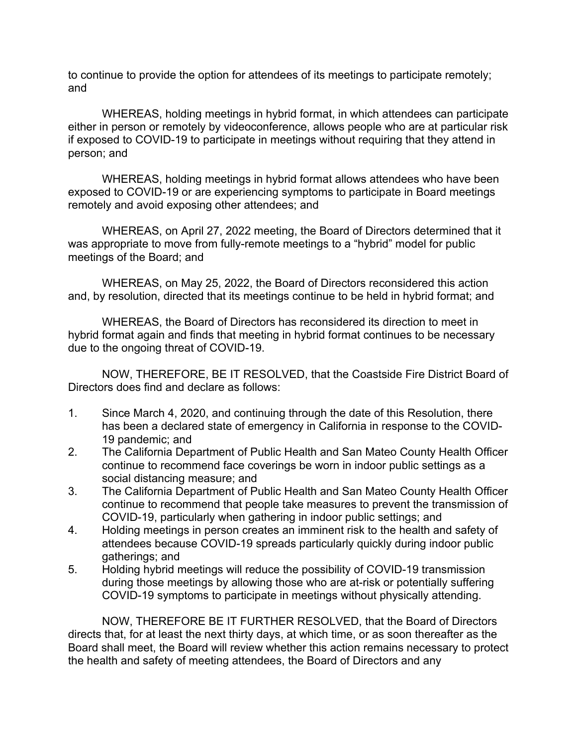to continue to provide the option for attendees of its meetings to participate remotely; and

WHEREAS, holding meetings in hybrid format, in which attendees can participate either in person or remotely by videoconference, allows people who are at particular risk if exposed to COVID-19 to participate in meetings without requiring that they attend in person; and

WHEREAS, holding meetings in hybrid format allows attendees who have been exposed to COVID-19 or are experiencing symptoms to participate in Board meetings remotely and avoid exposing other attendees; and

WHEREAS, on April 27, 2022 meeting, the Board of Directors determined that it was appropriate to move from fully-remote meetings to a "hybrid" model for public meetings of the Board; and

WHEREAS, on May 25, 2022, the Board of Directors reconsidered this action and, by resolution, directed that its meetings continue to be held in hybrid format; and

WHEREAS, the Board of Directors has reconsidered its direction to meet in hybrid format again and finds that meeting in hybrid format continues to be necessary due to the ongoing threat of COVID-19.

NOW, THEREFORE, BE IT RESOLVED, that the Coastside Fire District Board of Directors does find and declare as follows:

1. Since March 4, 2020, and continuing through the date of this Resolution, there has been a declared state of emergency in California in response to the COVID-19 pandemic; and
2. The California Department of Public Health and San Mateo County Health Officer continue to recommend face coverings be worn in indoor public settings as a social distancing measure; and
3. The California Department of Public Health and San Mateo County Health Officer continue to recommend that people take measures to prevent the transmission of COVID-19, particularly when gathering in indoor public settings; and
4. Holding meetings in person creates an imminent risk to the health and safety of attendees because COVID-19 spreads particularly quickly during indoor public gatherings; and
5. Holding hybrid meetings will reduce the possibility of COVID-19 transmission during those meetings by allowing those who are at-risk or potentially suffering COVID-19 symptoms to participate in meetings without physically attending.

NOW, THEREFORE BE IT FURTHER RESOLVED, that the Board of Directors directs that, for at least the next thirty days, at which time, or as soon thereafter as the Board shall meet, the Board will review whether this action remains necessary to protect the health and safety of meeting attendees, the Board of Directors and any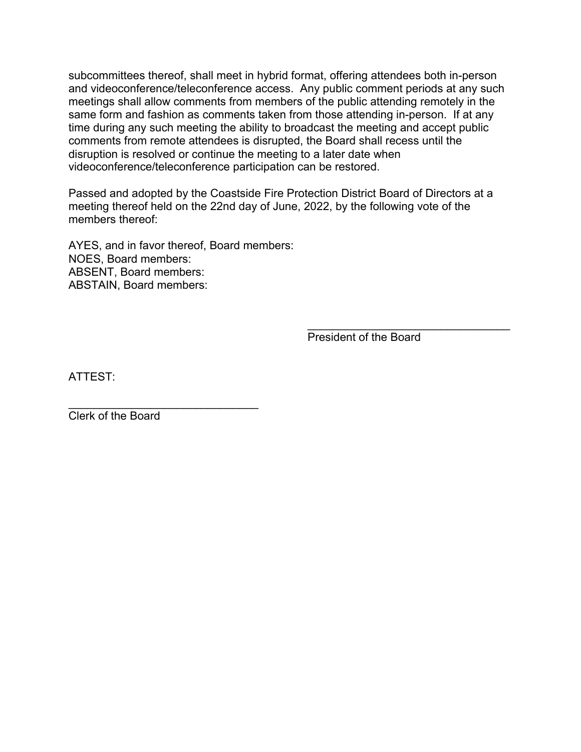subcommittees thereof, shall meet in hybrid format, offering attendees both in-person and videoconference/teleconference access. Any public comment periods at any such meetings shall allow comments from members of the public attending remotely in the same form and fashion as comments taken from those attending in-person. If at any time during any such meeting the ability to broadcast the meeting and accept public comments from remote attendees is disrupted, the Board shall recess until the disruption is resolved or continue the meeting to a later date when videoconference/teleconference participation can be restored.

Passed and adopted by the Coastside Fire Protection District Board of Directors at a meeting thereof held on the 22nd day of June, 2022, by the following vote of the members thereof:

AYES, and in favor thereof, Board members:
NOES, Board members:
ABSENT, Board members:
ABSTAIN, Board members:

\_\_\_\_\_\_\_\_\_\_\_\_\_\_\_\_\_\_\_\_\_\_\_\_\_\_\_\_\_\_\_\_\_\_
President of the Board

ATTEST:

\_\_\_\_\_\_\_\_\_\_\_\_\_\_\_\_\_\_\_\_\_\_\_\_\_\_\_\_\_\_\_\_
Clerk of the Board